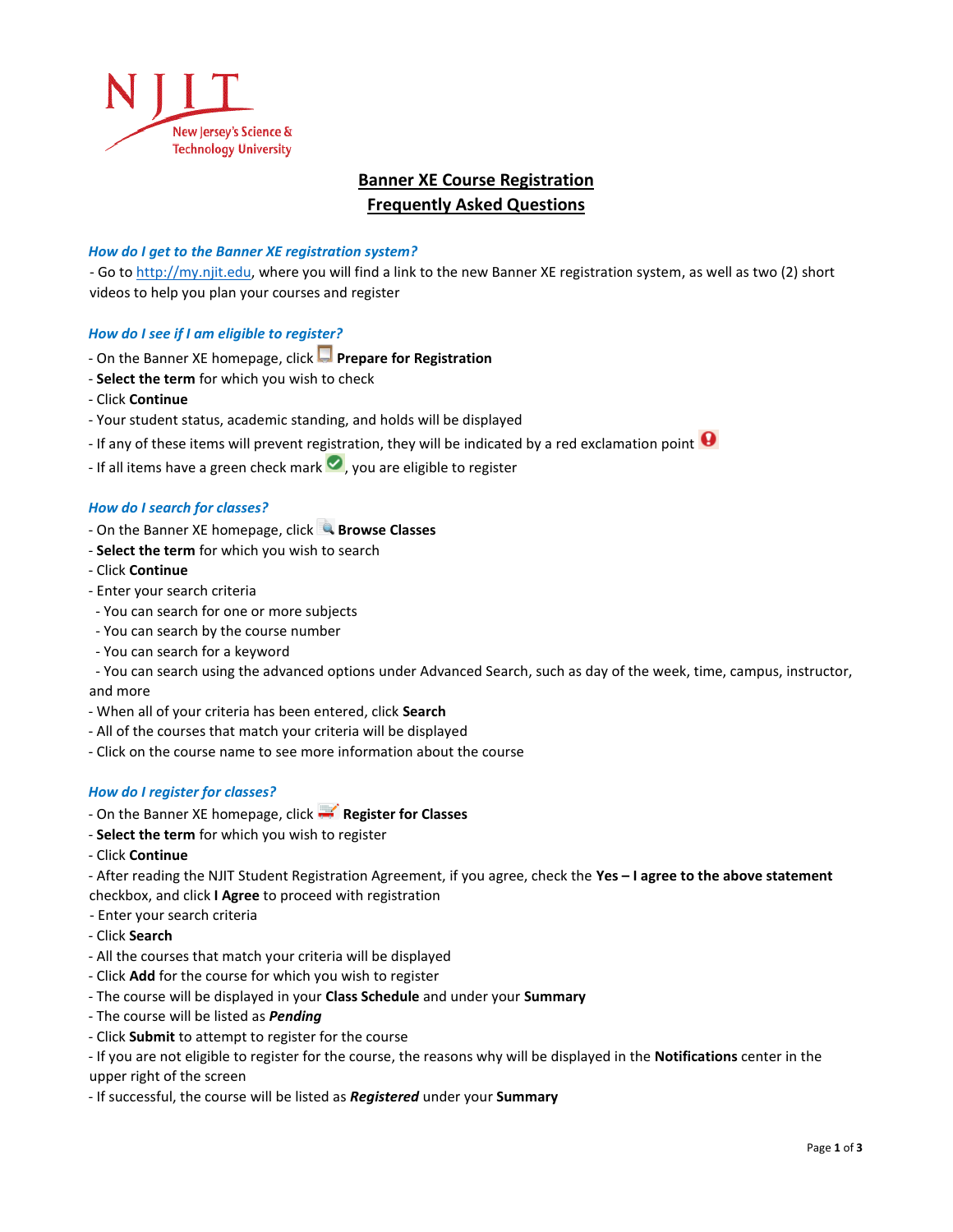NJIT New Jersey's Science & Technology University

# Banner XE Course Registration
# Frequently Asked Questions

### *How do I get to the Banner XE registration system?*

- Go to http://my.njit.edu, where you will find a link to the new Banner XE registration system, as well as two (2) short videos to help you plan your courses and register

### *How do I see if I am eligible to register?*

- On the Banner XE homepage, click **Prepare for Registration**
- **Select the term** for which you wish to check
- Click **Continue**
- Your student status, academic standing, and holds will be displayed
- If any of these items will prevent registration, they will be indicated by a red exclamation point
- If all items have a green check mark, you are eligible to register

### *How do I search for classes?*

- On the Banner XE homepage, click **Browse Classes**
- **Select the term** for which you wish to search
- Click **Continue**
- Enter your search criteria
  - You can search for one or more subjects
  - You can search by the course number
  - You can search for a keyword
  - You can search using the advanced options under Advanced Search, such as day of the week, time, campus, instructor, and more
- When all of your criteria has been entered, click **Search**
- All of the courses that match your criteria will be displayed
- Click on the course name to see more information about the course

### *How do I register for classes?*

- On the Banner XE homepage, click **Register for Classes**
- **Select the term** for which you wish to register
- Click **Continue**
- After reading the NJIT Student Registration Agreement, if you agree, check the **Yes – I agree to the above statement** checkbox, and click **I Agree** to proceed with registration
- Enter your search criteria
- Click **Search**
- All the courses that match your criteria will be displayed
- Click **Add** for the course for which you wish to register
- The course will be displayed in your **Class Schedule** and under your **Summary**
- The course will be listed as ***Pending***
- Click **Submit** to attempt to register for the course
- If you are not eligible to register for the course, the reasons why will be displayed in the **Notifications** center in the upper right of the screen
- If successful, the course will be listed as ***Registered*** under your **Summary**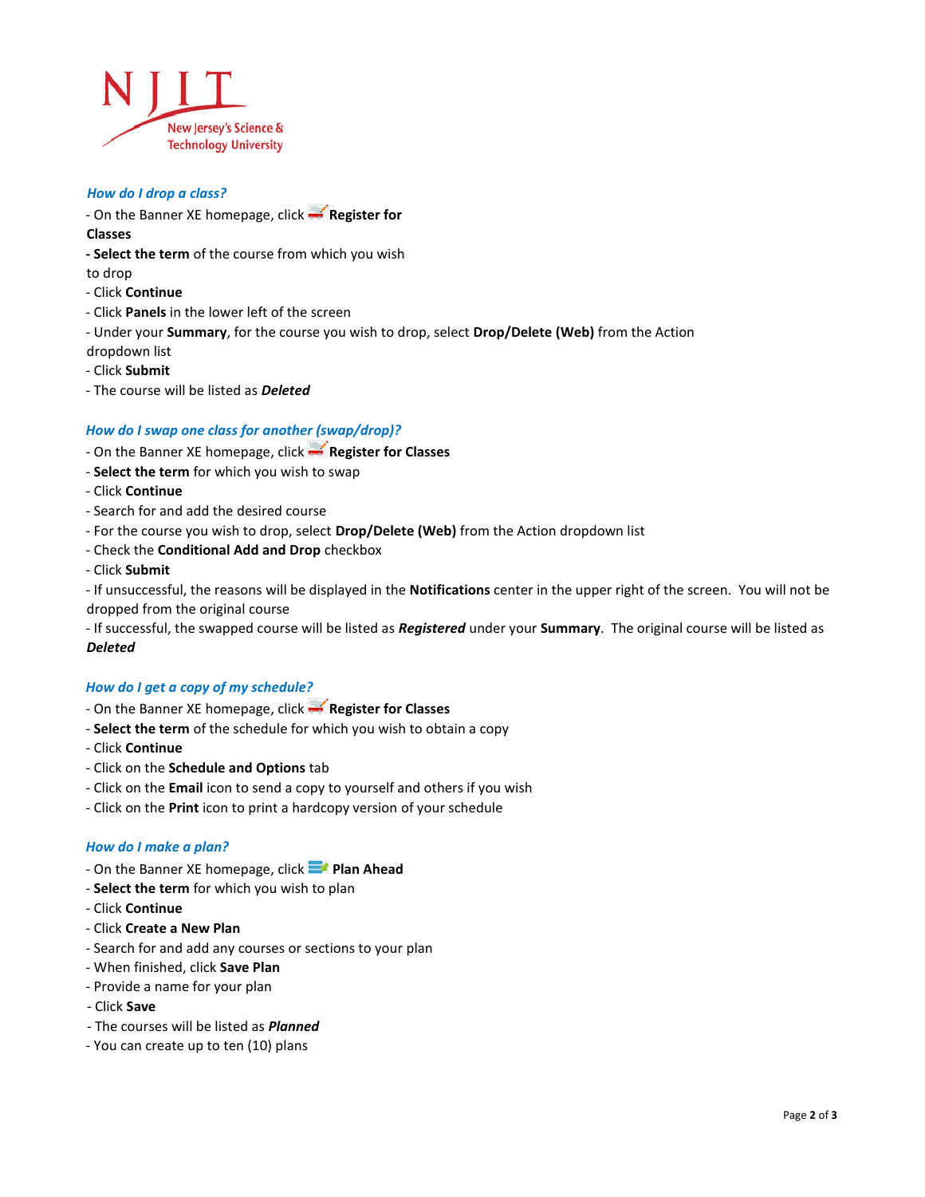### *How do I drop a class?*

- On the Banner XE homepage, click **Register for Classes**
- **Select the term** of the course from which you wish to drop
- Click **Continue**
- Click **Panels** in the lower left of the screen
- Under your **Summary**, for the course you wish to drop, select **Drop/Delete (Web)** from the Action dropdown list
- Click **Submit**
- The course will be listed as ***Deleted***

### *How do I swap one class for another (swap/drop)?*

- On the Banner XE homepage, click **Register for Classes**
- **Select the term** for which you wish to swap
- Click **Continue**
- Search for and add the desired course
- For the course you wish to drop, select **Drop/Delete (Web)** from the Action dropdown list
- Check the **Conditional Add and Drop** checkbox
- Click **Submit**
- If unsuccessful, the reasons will be displayed in the **Notifications** center in the upper right of the screen. You will not be dropped from the original course
- If successful, the swapped course will be listed as ***Registered*** under your **Summary**. The original course will be listed as ***Deleted***

### *How do I get a copy of my schedule?*

- On the Banner XE homepage, click **Register for Classes**
- **Select the term** of the schedule for which you wish to obtain a copy
- Click **Continue**
- Click on the **Schedule and Options** tab
- Click on the **Email** icon to send a copy to yourself and others if you wish
- Click on the **Print** icon to print a hardcopy version of your schedule

### *How do I make a plan?*

- On the Banner XE homepage, click **Plan Ahead**
- **Select the term** for which you wish to plan
- Click **Continue**
- Click **Create a New Plan**
- Search for and add any courses or sections to your plan
- When finished, click **Save Plan**
- Provide a name for your plan
- Click **Save**
- The courses will be listed as ***Planned***
- You can create up to ten (10) plans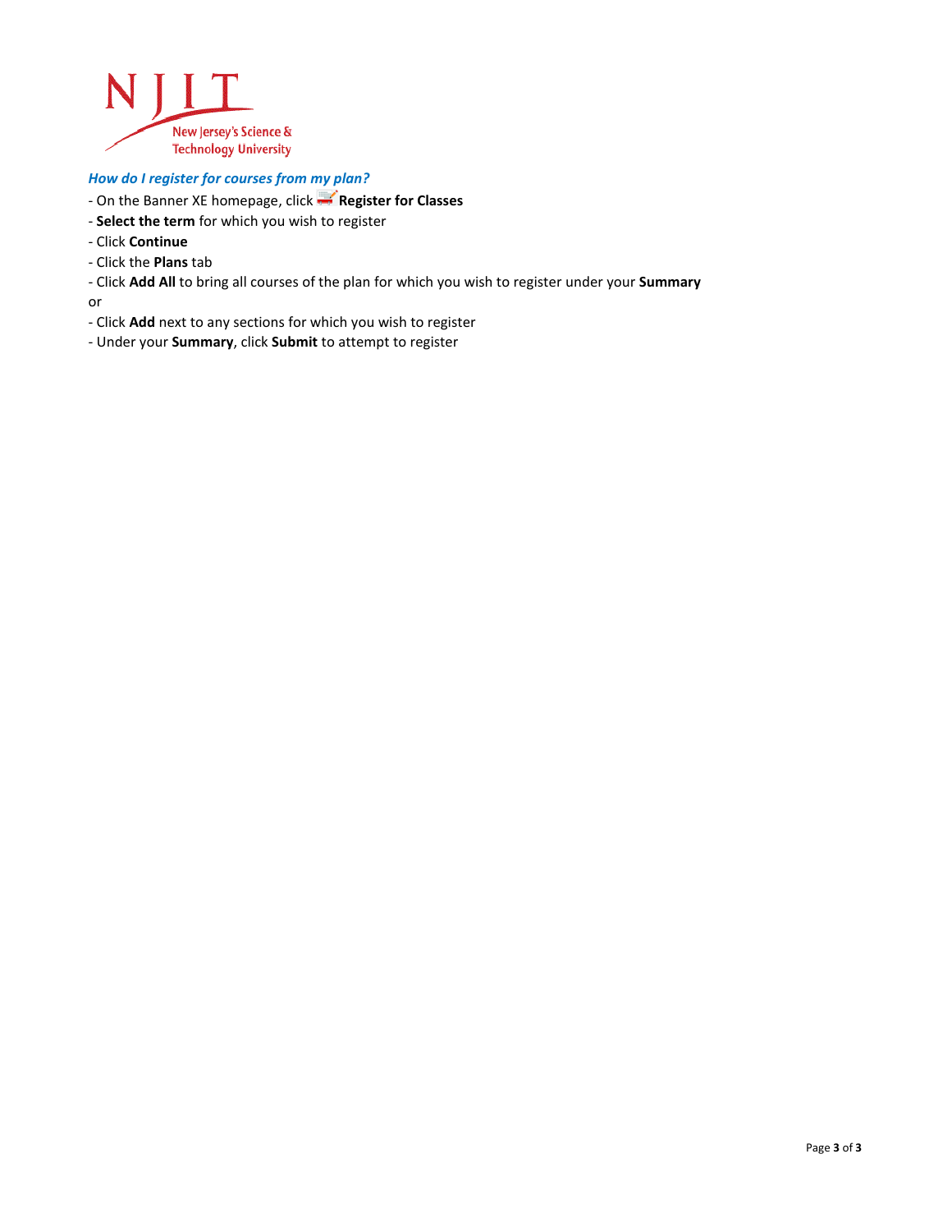***How do I register for courses from my plan?***

- On the Banner XE homepage, click **Register for Classes**
- **Select the term** for which you wish to register
- Click **Continue**
- Click the **Plans** tab
- Click **Add All** to bring all courses of the plan for which you wish to register under your **Summary**

or

- Click **Add** next to any sections for which you wish to register
- Under your **Summary**, click **Submit** to attempt to register